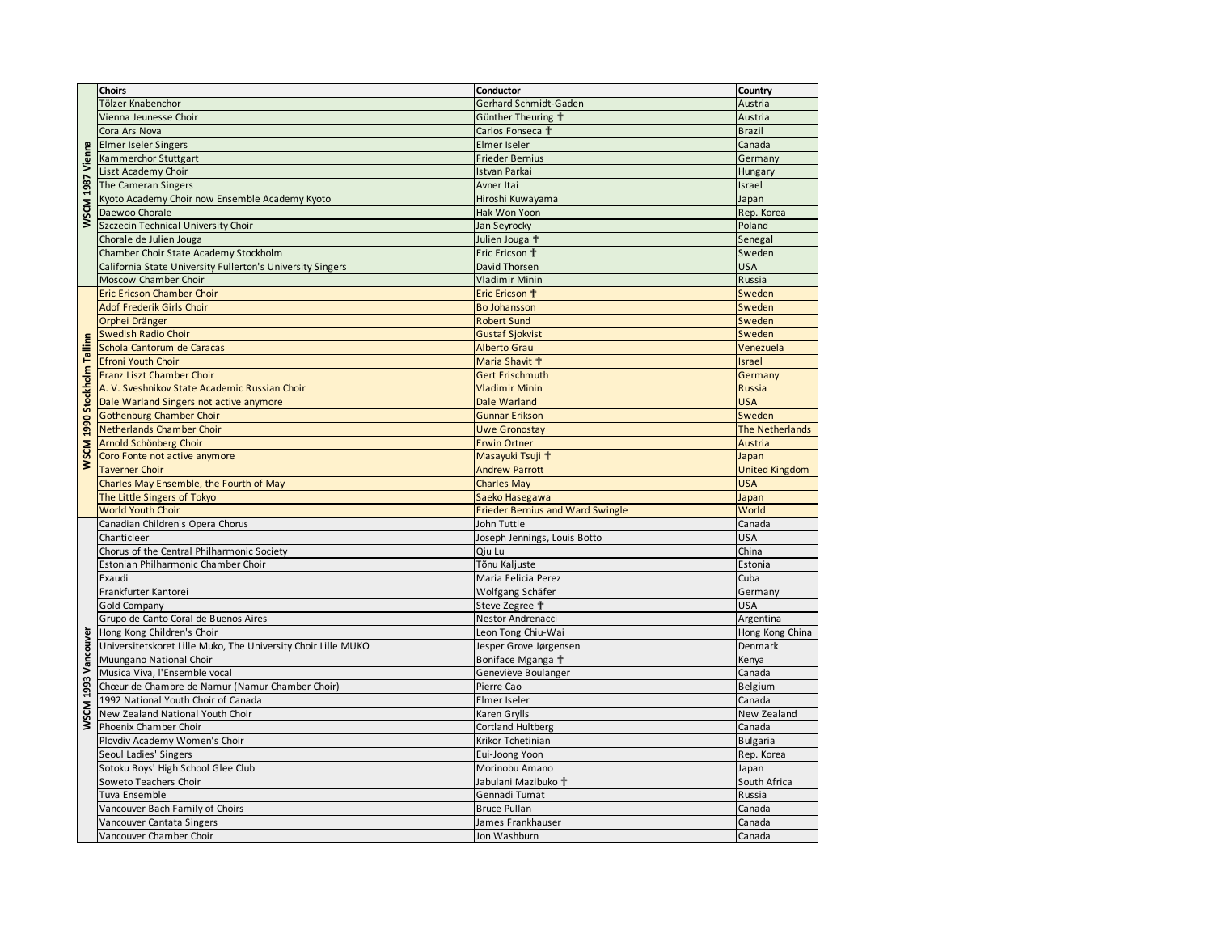| | Choirs | Conductor | Country |
|---|---|---|---|
| WSCM 1987 Vienna | Tölzer Knabenchor | Gerhard Schmidt-Gaden | Austria |
| | Vienna Jeunesse Choir | Günther Theuring ✝ | Austria |
| | Cora Ars Nova | Carlos Fonseca ✝ | Brazil |
| | Elmer Iseler Singers | Elmer Iseler | Canada |
| | Kammerchor Stuttgart | Frieder Bernius | Germany |
| | Liszt Academy Choir | Istvan Parkai | Hungary |
| | The Cameran Singers | Avner Itai | Israel |
| | Kyoto Academy Choir now Ensemble Academy Kyoto | Hiroshi Kuwayama | Japan |
| | Daewoo Chorale | Hak Won Yoon | Rep. Korea |
| | Szczecin Technical University Choir | Jan Seyrocky | Poland |
| | Chorale de Julien Jouga | Julien Jouga ✝ | Senegal |
| | Chamber Choir State Academy Stockholm | Eric Ericson ✝ | Sweden |
| | California State University Fullerton's University Singers | David Thorsen | USA |
| | Moscow Chamber Choir | Vladimir Minin | Russia |
| WSCM 1990 Stockholm Tallinn | Eric Ericson Chamber Choir | Eric Ericson ✝ | Sweden |
| | Adof Frederik Girls Choir | Bo Johansson | Sweden |
| | Orphei Dränger | Robert Sund | Sweden |
| | Swedish Radio Choir | Gustaf Sjokvist | Sweden |
| | Schola Cantorum de Caracas | Alberto Grau | Venezuela |
| | Efroni Youth Choir | Maria Shavit ✝ | Israel |
| | Franz Liszt Chamber Choir | Gert Frischmuth | Germany |
| | A. V. Sveshnikov State Academic Russian Choir | Vladimir Minin | Russia |
| | Dale Warland Singers not active anymore | Dale Warland | USA |
| | Gothenburg Chamber Choir | Gunnar Erikson | Sweden |
| | Netherlands Chamber Choir | Uwe Gronostay | The Netherlands |
| | Arnold Schönberg Choir | Erwin Ortner | Austria |
| | Coro Fonte not active anymore | Masayuki Tsuji ✝ | Japan |
| | Taverner Choir | Andrew Parrott | United Kingdom |
| | Charles May Ensemble, the Fourth of May | Charles May | USA |
| | The Little Singers of Tokyo | Saeko Hasegawa | Japan |
| | World Youth Choir | Frieder Bernius and Ward Swingle | World |
| WSCM 1993 Vancouver | Canadian Children's Opera Chorus | John Tuttle | Canada |
| | Chanticleer | Joseph Jennings, Louis Botto | USA |
| | Chorus of the Central Philharmonic Society | Qiu Lu | China |
| | Estonian Philharmonic Chamber Choir | Tõnu Kaljuste | Estonia |
| | Exaudi | Maria Felicia Perez | Cuba |
| | Frankfurter Kantorei | Wolfgang Schäfer | Germany |
| | Gold Company | Steve Zegree ✝ | USA |
| | Grupo de Canto Coral de Buenos Aires | Nestor Andrenacci | Argentina |
| | Hong Kong Children's Choir | Leon Tong Chiu-Wai | Hong Kong China |
| | Universitetskoret Lille Muko, The University Choir Lille MUKO | Jesper Grove Jørgensen | Denmark |
| | Muungano National Choir | Boniface Mganga ✝ | Kenya |
| | Musica Viva, l'Ensemble vocal | Geneviève Boulanger | Canada |
| | Chœur de Chambre de Namur (Namur Chamber Choir) | Pierre Cao | Belgium |
| | 1992 National Youth Choir of Canada | Elmer Iseler | Canada |
| | New Zealand National Youth Choir | Karen Grylls | New Zealand |
| | Phoenix Chamber Choir | Cortland Hultberg | Canada |
| | Plovdiv Academy Women's Choir | Krikor Tchetinian | Bulgaria |
| | Seoul Ladies' Singers | Eui-Joong Yoon | Rep. Korea |
| | Sotoku Boys' High School Glee Club | Morinobu Amano | Japan |
| | Soweto Teachers Choir | Jabulani Mazibuko ✝ | South Africa |
| | Tuva Ensemble | Gennadi Tumat | Russia |
| | Vancouver Bach Family of Choirs | Bruce Pullan | Canada |
| | Vancouver Cantata Singers | James Frankhauser | Canada |
| | Vancouver Chamber Choir | Jon Washburn | Canada |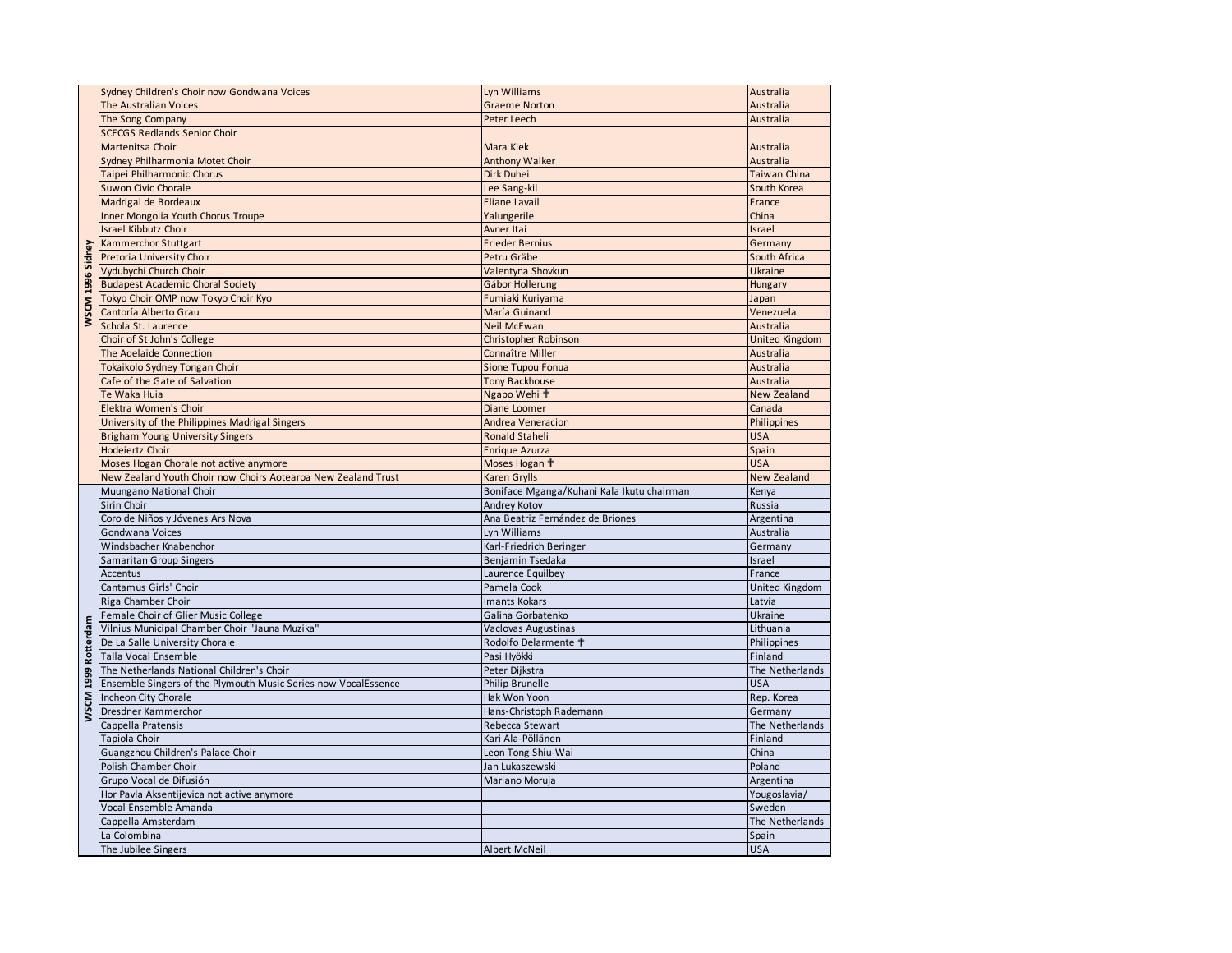| | | | |
|---|---|---|---|
| WSCM 1996 Sidney | Sydney Children's Choir now Gondwana Voices | Lyn Williams | Australia |
| | The Australian Voices | Graeme Norton | Australia |
| | The Song Company | Peter Leech | Australia |
| | SCECGS Redlands Senior Choir | | |
| | Martenitsa Choir | Mara Kiek | Australia |
| | Sydney Philharmonia Motet Choir | Anthony Walker | Australia |
| | Taipei Philharmonic Chorus | Dirk Duhei | Taiwan China |
| | Suwon Civic Chorale | Lee Sang-kil | South Korea |
| | Madrigal de Bordeaux | Eliane Lavail | France |
| | Inner Mongolia Youth Chorus Troupe | Yalungerile | China |
| | Israel Kibbutz Choir | Avner Itai | Israel |
| | Kammerchor Stuttgart | Frieder Bernius | Germany |
| | Pretoria University Choir | Petru Gräbe | South Africa |
| | Vydubychi Church Choir | Valentyna Shovkun | Ukraine |
| | Budapest Academic Choral Society | Gábor Hollerung | Hungary |
| | Tokyo Choir OMP now Tokyo Choir Kyo | Fumiaki Kuriyama | Japan |
| | Cantoría Alberto Grau | María Guinand | Venezuela |
| | Schola St. Laurence | Neil McEwan | Australia |
| | Choir of St John's College | Christopher Robinson | United Kingdom |
| | The Adelaide Connection | Connaître Miller | Australia |
| | Tokaikolo Sydney Tongan Choir | Sione Tupou Fonua | Australia |
| | Cafe of the Gate of Salvation | Tony Backhouse | Australia |
| | Te Waka Huia | Ngapo Wehi ✝ | New Zealand |
| | Elektra Women's Choir | Diane Loomer | Canada |
| | University of the Philippines Madrigal Singers | Andrea Veneracion | Philippines |
| | Brigham Young University Singers | Ronald Staheli | USA |
| | Hodeiertz Choir | Enrique Azurza | Spain |
| | Moses Hogan Chorale not active anymore | Moses Hogan ✝ | USA |
| | New Zealand Youth Choir now Choirs Aotearoa New Zealand Trust | Karen Grylls | New Zealand |
| WSCM 1999 Rotterdam | Muungano National Choir | Boniface Mganga/Kuhani Kala Ikutu chairman | Kenya |
| | Sirin Choir | Andrey Kotov | Russia |
| | Coro de Niños y Jóvenes Ars Nova | Ana Beatriz Fernández de Briones | Argentina |
| | Gondwana Voices | Lyn Williams | Australia |
| | Windsbacher Knabenchor | Karl-Friedrich Beringer | Germany |
| | Samaritan Group Singers | Benjamin Tsedaka | Israel |
| | Accentus | Laurence Equilbey | France |
| | Cantamus Girls' Choir | Pamela Cook | United Kingdom |
| | Riga Chamber Choir | Imants Kokars | Latvia |
| | Female Choir of Glier Music College | Galina Gorbatenko | Ukraine |
| | Vilnius Municipal Chamber Choir "Jauna Muzika" | Vaclovas Augustinas | Lithuania |
| | De La Salle University Chorale | Rodolfo Delarmente ✝ | Philippines |
| | Talla Vocal Ensemble | Pasi Hyökki | Finland |
| | The Netherlands National Children's Choir | Peter Dijkstra | The Netherlands |
| | Ensemble Singers of the Plymouth Music Series now VocalEssence | Philip Brunelle | USA |
| | Incheon City Chorale | Hak Won Yoon | Rep. Korea |
| | Dresdner Kammerchor | Hans-Christoph Rademann | Germany |
| | Cappella Pratensis | Rebecca Stewart | The Netherlands |
| | Tapiola Choir | Kari Ala-Pöllänen | Finland |
| | Guangzhou Children's Palace Choir | Leon Tong Shiu-Wai | China |
| | Polish Chamber Choir | Jan Lukaszewski | Poland |
| | Grupo Vocal de Difusión | Mariano Moruja | Argentina |
| | Hor Pavla Aksentijevica not active anymore | | Yougoslavia/ |
| | Vocal Ensemble Amanda | | Sweden |
| | Cappella Amsterdam | | The Netherlands |
| | La Colombina | | Spain |
| | The Jubilee Singers | Albert McNeil | USA |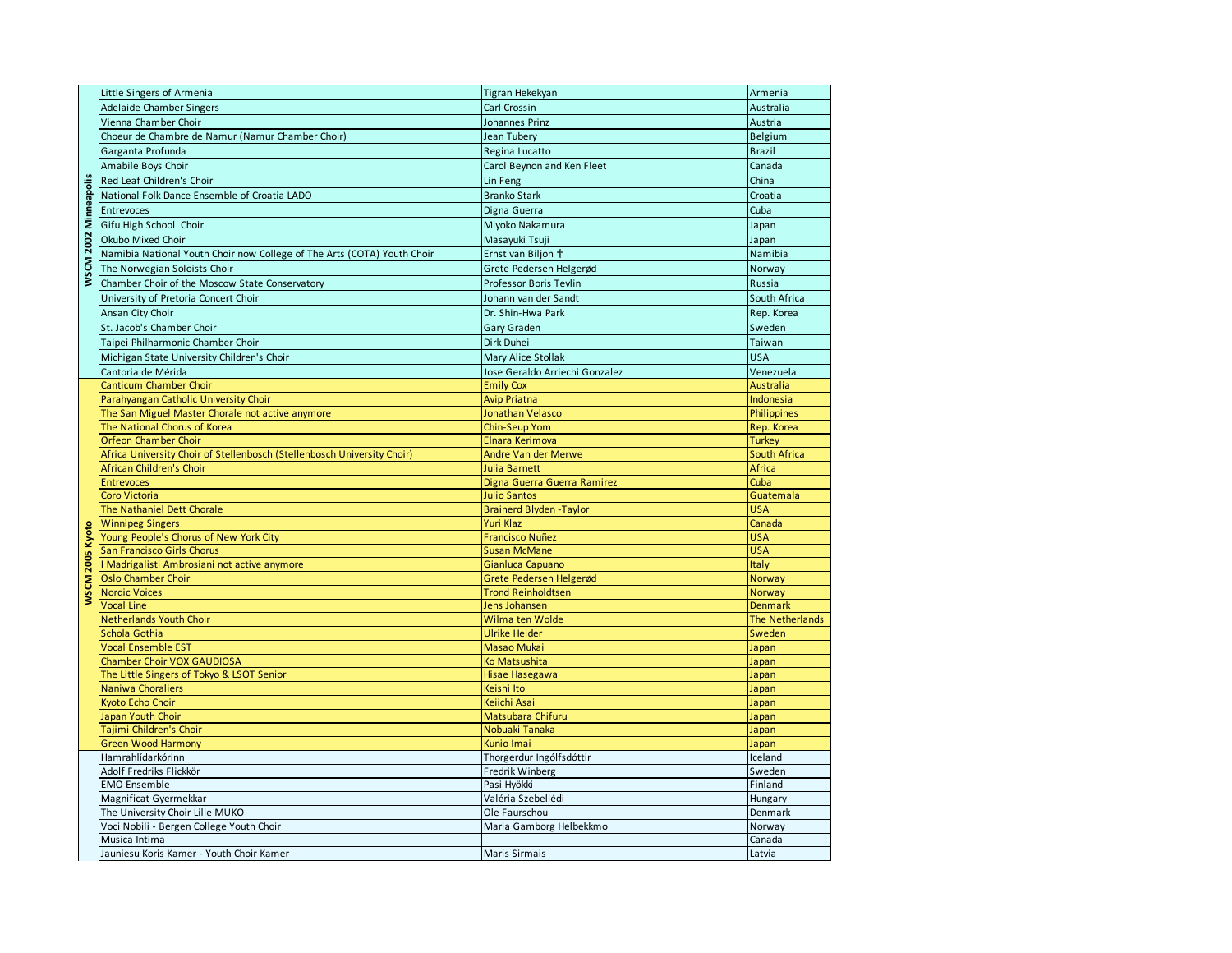| Event | Choir | Conductor | Country |
|---|---|---|---|
| WSCM 2002 Minneapolis | Little Singers of Armenia | Tigran Hekekyan | Armenia |
| | Adelaide Chamber Singers | Carl Crossin | Australia |
| | Vienna Chamber Choir | Johannes Prinz | Austria |
| | Choeur de Chambre de Namur (Namur Chamber Choir) | Jean Tubery | Belgium |
| | Garganta Profunda | Regina Lucatto | Brazil |
| | Amabile Boys Choir | Carol Beynon and Ken Fleet | Canada |
| | Red Leaf Children's Choir | Lin Feng | China |
| | National Folk Dance Ensemble of Croatia LADO | Branko Stark | Croatia |
| | Entrevoces | Digna Guerra | Cuba |
| | Gifu High School Choir | Miyoko Nakamura | Japan |
| | Okubo Mixed Choir | Masayuki Tsuji | Japan |
| | Namibia National Youth Choir now College of The Arts (COTA) Youth Choir | Ernst van Biljon † | Namibia |
| | The Norwegian Soloists Choir | Grete Pedersen Helgerød | Norway |
| | Chamber Choir of the Moscow State Conservatory | Professor Boris Tevlin | Russia |
| | University of Pretoria Concert Choir | Johann van der Sandt | South Africa |
| | Ansan City Choir | Dr. Shin-Hwa Park | Rep. Korea |
| | St. Jacob's Chamber Choir | Gary Graden | Sweden |
| | Taipei Philharmonic Chamber Choir | Dirk Duhei | Taiwan |
| | Michigan State University Children's Choir | Mary Alice Stollak | USA |
| | Cantoria de Mérida | Jose Geraldo Arriechi Gonzalez | Venezuela |
| WSCM 2005 Kyoto | Canticum Chamber Choir | Emily Cox | Australia |
| | Parahyangan Catholic University Choir | Avip Priatna | Indonesia |
| | The San Miguel Master Chorale not active anymore | Jonathan Velasco | Philippines |
| | The National Chorus of Korea | Chin-Seup Yom | Rep. Korea |
| | Orfeon Chamber Choir | Elnara Kerimova | Turkey |
| | Africa University Choir of Stellenbosch (Stellenbosch University Choir) | Andre Van der Merwe | South Africa |
| | African Children's Choir | Julia Barnett | Africa |
| | Entrevoces | Digna Guerra Guerra Ramirez | Cuba |
| | Coro Victoria | Julio Santos | Guatemala |
| | The Nathaniel Dett Chorale | Brainerd Blyden -Taylor | USA |
| | Winnipeg Singers | Yuri Klaz | Canada |
| | Young People's Chorus of New York City | Francisco Nuñez | USA |
| | San Francisco Girls Chorus | Susan McMane | USA |
| | I Madrigalisti Ambrosiani not active anymore | Gianluca Capuano | Italy |
| | Oslo Chamber Choir | Grete Pedersen Helgerød | Norway |
| | Nordic Voices | Trond Reinholdtsen | Norway |
| | Vocal Line | Jens Johansen | Denmark |
| | Netherlands Youth Choir | Wilma ten Wolde | The Netherlands |
| | Schola Gothia | Ulrike Heider | Sweden |
| | Vocal Ensemble EST | Masao Mukai | Japan |
| | Chamber Choir VOX GAUDIOSA | Ko Matsushita | Japan |
| | The Little Singers of Tokyo & LSOT Senior | Hisae Hasegawa | Japan |
| | Naniwa Choraliers | Keishi Ito | Japan |
| | Kyoto Echo Choir | Keiichi Asai | Japan |
| | Japan Youth Choir | Matsubara Chifuru | Japan |
| | Tajimi Children's Choir | Nobuaki Tanaka | Japan |
| | Green Wood Harmony | Kunio Imai | Japan |
| | Hamrahlídarkórinn | Thorgerdur Ingólfsdóttir | Iceland |
| | Adolf Fredriks Flickkör | Fredrik Winberg | Sweden |
| | EMO Ensemble | Pasi Hyökki | Finland |
| | Magnificat Gyermekkar | Valéria Szebellédi | Hungary |
| | The University Choir Lille MUKO | Ole Faurschou | Denmark |
| | Voci Nobili - Bergen College Youth Choir | Maria Gamborg Helbekkmo | Norway |
| | Musica Intima | | Canada |
| | Jauniesu Koris Kamer - Youth Choir Kamer | Maris Sirmais | Latvia |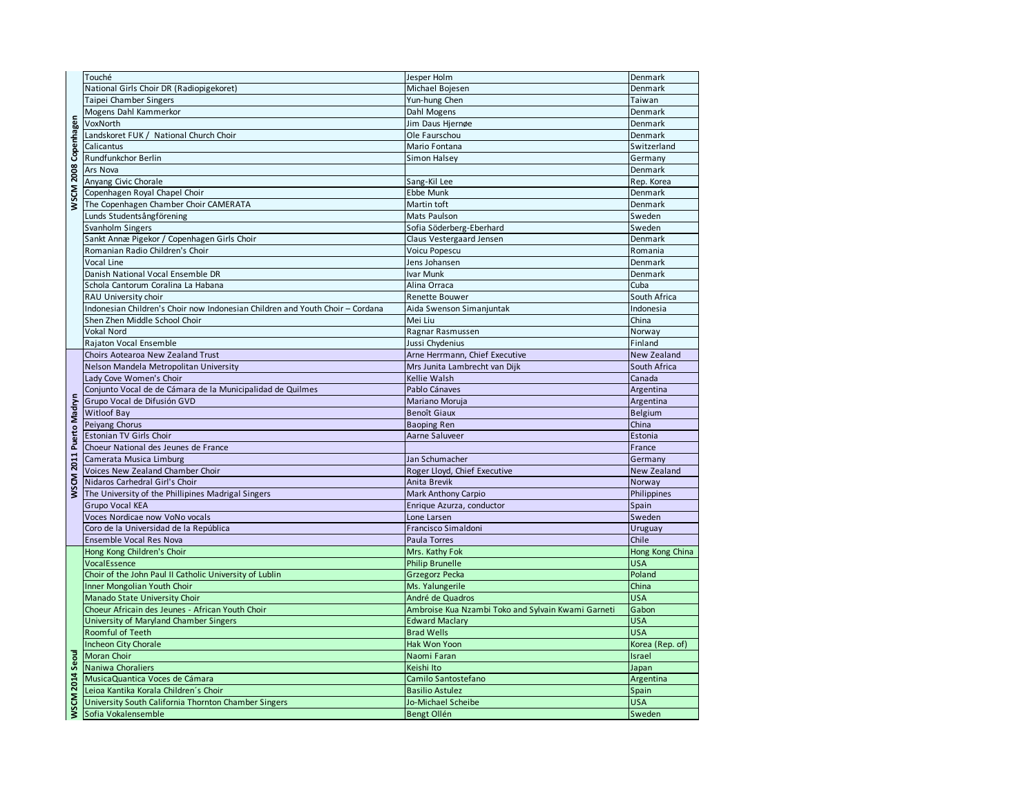| | | | |
|---|---|---|---|
| WSCM 2008 Copenhagen | Touché | Jesper Holm | Denmark |
| | National Girls Choir DR (Radiopigekoret) | Michael Bojesen | Denmark |
| | Taipei Chamber Singers | Yun-hung Chen | Taiwan |
| | Mogens Dahl Kammerkor | Dahl Mogens | Denmark |
| | VoxNorth | Jim Daus Hjernøe | Denmark |
| | Landskoret FUK / National Church Choir | Ole Faurschou | Denmark |
| | Calicantus | Mario Fontana | Switzerland |
| | Rundfunkchor Berlin | Simon Halsey | Germany |
| | Ars Nova | | Denmark |
| | Anyang Civic Chorale | Sang-Kil Lee | Rep. Korea |
| | Copenhagen Royal Chapel Choir | Ebbe Munk | Denmark |
| | The Copenhagen Chamber Choir CAMERATA | Martin toft | Denmark |
| | Lunds Studentsångförening | Mats Paulson | Sweden |
| | Svanholm Singers | Sofia Söderberg-Eberhard | Sweden |
| | Sankt Annæ Pigekor / Copenhagen Girls Choir | Claus Vestergaard Jensen | Denmark |
| | Romanian Radio Children's Choir | Voicu Popescu | Romania |
| | Vocal Line | Jens Johansen | Denmark |
| | Danish National Vocal Ensemble DR | Ivar Munk | Denmark |
| | Schola Cantorum Coralina La Habana | Alina Orraca | Cuba |
| | RAU University choir | Renette Bouwer | South Africa |
| | Indonesian Children's Choir now Indonesian Children and Youth Choir – Cordana | Aida Swenson Simanjuntak | Indonesia |
| | Shen Zhen Middle School Choir | Mei Liu | China |
| | Vokal Nord | Ragnar Rasmussen | Norway |
| | Rajaton Vocal Ensemble | Jussi Chydenius | Finland |
| WSCM 2011 Puerto Madryn | Choirs Aotearoa New Zealand Trust | Arne Herrmann, Chief Executive | New Zealand |
| | Nelson Mandela Metropolitan University | Mrs Junita Lambrecht van Dijk | South Africa |
| | Lady Cove Women's Choir | Kellie Walsh | Canada |
| | Conjunto Vocal de de Cámara de la Municipalidad de Quilmes | Pablo Cánaves | Argentina |
| | Grupo Vocal de Difusión GVD | Mariano Moruja | Argentina |
| | Witloof Bay | Benoît Giaux | Belgium |
| | Peiyang Chorus | Baoping Ren | China |
| | Estonian TV Girls Choir | Aarne Saluveer | Estonia |
| | Choeur National des Jeunes de France | | France |
| | Camerata Musica Limburg | Jan Schumacher | Germany |
| | Voices New Zealand Chamber Choir | Roger Lloyd, Chief Executive | New Zealand |
| | Nidaros Carhedral Girl's Choir | Anita Brevik | Norway |
| | The University of the Phillipines Madrigal Singers | Mark Anthony Carpio | Philippines |
| | Grupo Vocal KEA | Enrique Azurza, conductor | Spain |
| | Voces Nordicae now VoNo vocals | Lone Larsen | Sweden |
| | Coro de la Universidad de la República | Francisco Simaldoni | Uruguay |
| | Ensemble Vocal Res Nova | Paula Torres | Chile |
| WSCM 2014 Seoul | Hong Kong Children's Choir | Mrs. Kathy Fok | Hong Kong China |
| | VocalEssence | Philip Brunelle | USA |
| | Choir of the John Paul II Catholic University of Lublin | Grzegorz Pecka | Poland |
| | Inner Mongolian Youth Choir | Ms. Yalungerile | China |
| | Manado State University Choir | André de Quadros | USA |
| | Choeur Africain des Jeunes - African Youth Choir | Ambroise Kua Nzambi Toko and Sylvain Kwami Garneti | Gabon |
| | University of Maryland Chamber Singers | Edward Maclary | USA |
| | Roomful of Teeth | Brad Wells | USA |
| | Incheon City Chorale | Hak Won Yoon | Korea (Rep. of) |
| | Moran Choir | Naomi Faran | Israel |
| | Naniwa Choraliers | Keishi Ito | Japan |
| | MusicaQuantica Voces de Cámara | Camilo Santostefano | Argentina |
| | Leioa Kantika Korala Children´s Choir | Basilio Astulez | Spain |
| | University South California Thornton Chamber Singers | Jo-Michael Scheibe | USA |
| | Sofia Vokalensemble | Bengt Ollén | Sweden |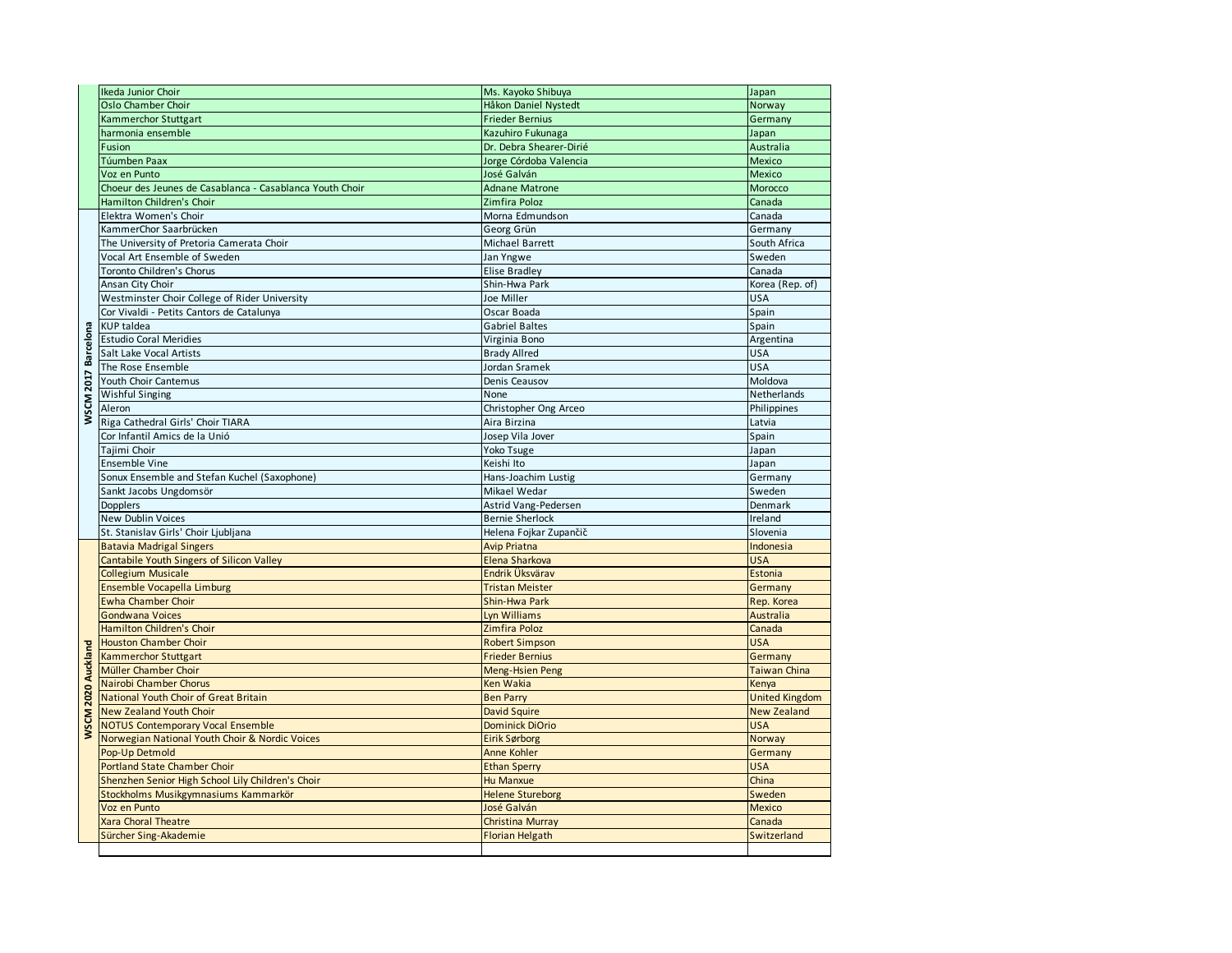| | | | |
|---|---|---|---|
| | Ikeda Junior Choir | Ms. Kayoko Shibuya | Japan |
| | Oslo Chamber Choir | Håkon Daniel Nystedt | Norway |
| | Kammerchor Stuttgart | Frieder Bernius | Germany |
| | harmonia ensemble | Kazuhiro Fukunaga | Japan |
| | Fusion | Dr. Debra Shearer-Dirié | Australia |
| | Túumben Paax | Jorge Córdoba Valencia | Mexico |
| | Voz en Punto | José Galván | Mexico |
| | Choeur des Jeunes de Casablanca - Casablanca Youth Choir | Adnane Matrone | Morocco |
| | Hamilton Children's Choir | Zimfira Poloz | Canada |
| **WSCM 2017 Barcelona** | Elektra Women's Choir | Morna Edmundson | Canada |
| | KammerChor Saarbrücken | Georg Grün | Germany |
| | The University of Pretoria Camerata Choir | Michael Barrett | South Africa |
| | Vocal Art Ensemble of Sweden | Jan Yngwe | Sweden |
| | Toronto Children's Chorus | Elise Bradley | Canada |
| | Ansan City Choir | Shin-Hwa Park | Korea (Rep. of) |
| | Westminster Choir College of Rider University | Joe Miller | USA |
| | Cor Vivaldi - Petits Cantors de Catalunya | Oscar Boada | Spain |
| | KUP taldea | Gabriel Baltes | Spain |
| | Estudio Coral Meridies | Virginia Bono | Argentina |
| | Salt Lake Vocal Artists | Brady Allred | USA |
| | The Rose Ensemble | Jordan Sramek | USA |
| | Youth Choir Cantemus | Denis Ceausov | Moldova |
| | Wishful Singing | None | Netherlands |
| | Aleron | Christopher Ong Arceo | Philippines |
| | Riga Cathedral Girls' Choir TIARA | Aira Birzina | Latvia |
| | Cor Infantil Amics de la Unió | Josep Vila Jover | Spain |
| | Tajimi Choir | Yoko Tsuge | Japan |
| | Ensemble Vine | Keishi Ito | Japan |
| | Sonux Ensemble and Stefan Kuchel (Saxophone) | Hans-Joachim Lustig | Germany |
| | Sankt Jacobs Ungdomsör | Mikael Wedar | Sweden |
| | Dopplers | Astrid Vang-Pedersen | Denmark |
| | New Dublin Voices | Bernie Sherlock | Ireland |
| | St. Stanislav Girls' Choir Ljubljana | Helena Fojkar Zupančič | Slovenia |
| **WSCM 2020 Auckland** | Batavia Madrigal Singers | Avip Priatna | Indonesia |
| | Cantabile Youth Singers of Silicon Valley | Elena Sharkova | USA |
| | Collegium Musicale | Endrik Üksvärav | Estonia |
| | Ensemble Vocapella Limburg | Tristan Meister | Germany |
| | Ewha Chamber Choir | Shin-Hwa Park | Rep. Korea |
| | Gondwana Voices | Lyn Williams | Australia |
| | Hamilton Children's Choir | Zimfira Poloz | Canada |
| | Houston Chamber Choir | Robert Simpson | USA |
| | Kammerchor Stuttgart | Frieder Bernius | Germany |
| | Müller Chamber Choir | Meng-Hsien Peng | Taiwan China |
| | Nairobi Chamber Chorus | Ken Wakia | Kenya |
| | National Youth Choir of Great Britain | Ben Parry | United Kingdom |
| | New Zealand Youth Choir | David Squire | New Zealand |
| | NOTUS Contemporary Vocal Ensemble | Dominick DiOrio | USA |
| | Norwegian National Youth Choir & Nordic Voices | Eirik Sørborg | Norway |
| | Pop-Up Detmold | Anne Kohler | Germany |
| | Portland State Chamber Choir | Ethan Sperry | USA |
| | Shenzhen Senior High School Lily Children's Choir | Hu Manxue | China |
| | Stockholms Musikgymnasiums Kammarkör | Helene Stureborg | Sweden |
| | Voz en Punto | José Galván | Mexico |
| | Xara Choral Theatre | Christina Murray | Canada |
| | Sürcher Sing-Akademie | Florian Helgath | Switzerland |